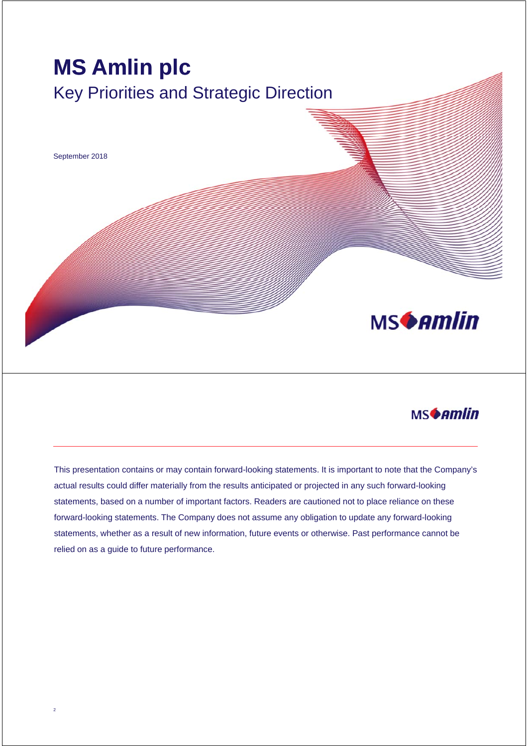# MS Amlin plc

## Key Priorities and Strategic Direction

September 2018

---

This presentation contains or may contain forward-looking statements. It is important to note that the Company's actual results could differ materially from the results anticipated or projected in any such forward-looking statements, based on a number of important factors. Readers are cautioned not to place reliance on these forward-looking statements. The Company does not assume any obligation to update any forward-looking statements, whether as a result of new information, future events or otherwise. Past performance cannot be relied on as a guide to future performance.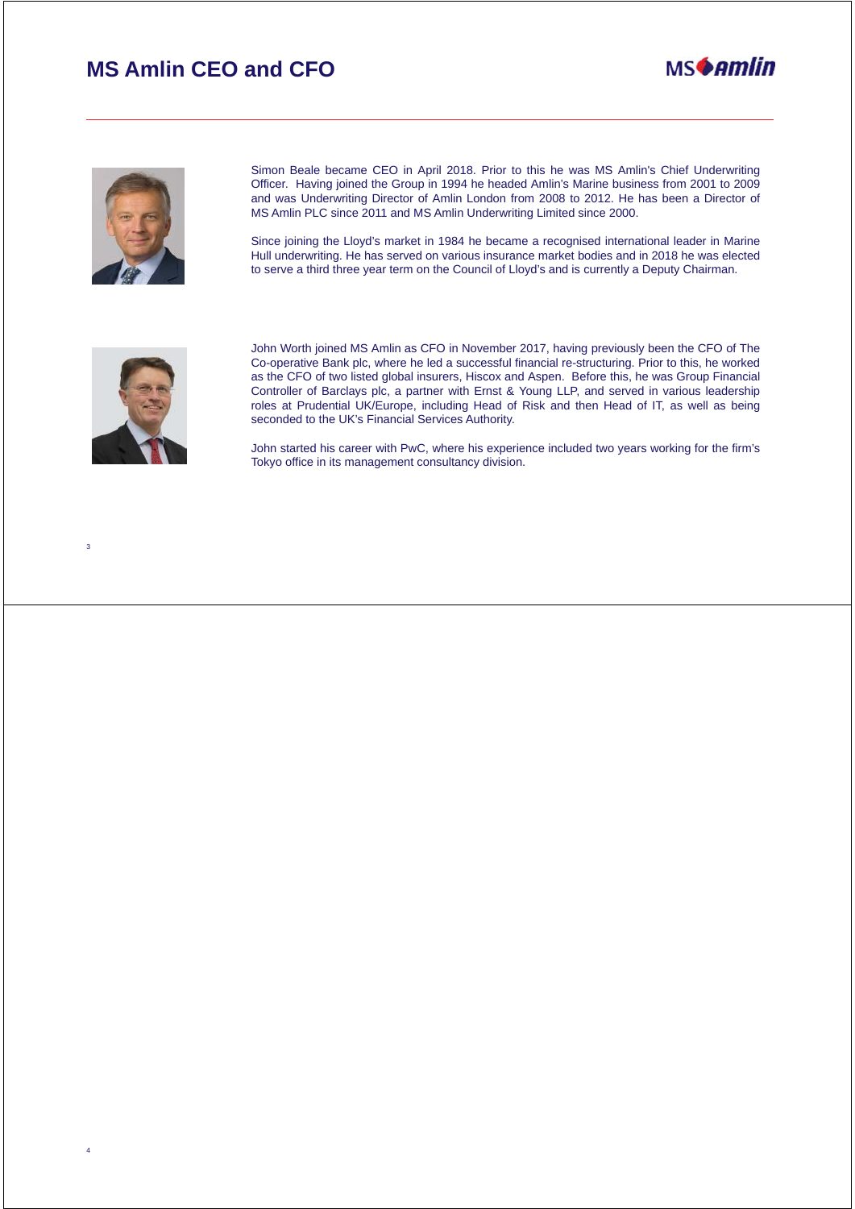# MS Amlin CEO and CFO

Simon Beale became CEO in April 2018. Prior to this he was MS Amlin's Chief Underwriting Officer. Having joined the Group in 1994 he headed Amlin's Marine business from 2001 to 2009 and was Underwriting Director of Amlin London from 2008 to 2012. He has been a Director of MS Amlin PLC since 2011 and MS Amlin Underwriting Limited since 2000.

Since joining the Lloyd's market in 1984 he became a recognised international leader in Marine Hull underwriting. He has served on various insurance market bodies and in 2018 he was elected to serve a third three year term on the Council of Lloyd's and is currently a Deputy Chairman.

John Worth joined MS Amlin as CFO in November 2017, having previously been the CFO of The Co-operative Bank plc, where he led a successful financial re-structuring. Prior to this, he worked as the CFO of two listed global insurers, Hiscox and Aspen. Before this, he was Group Financial Controller of Barclays plc, a partner with Ernst & Young LLP, and served in various leadership roles at Prudential UK/Europe, including Head of Risk and then Head of IT, as well as being seconded to the UK's Financial Services Authority.

John started his career with PwC, where his experience included two years working for the firm's Tokyo office in its management consultancy division.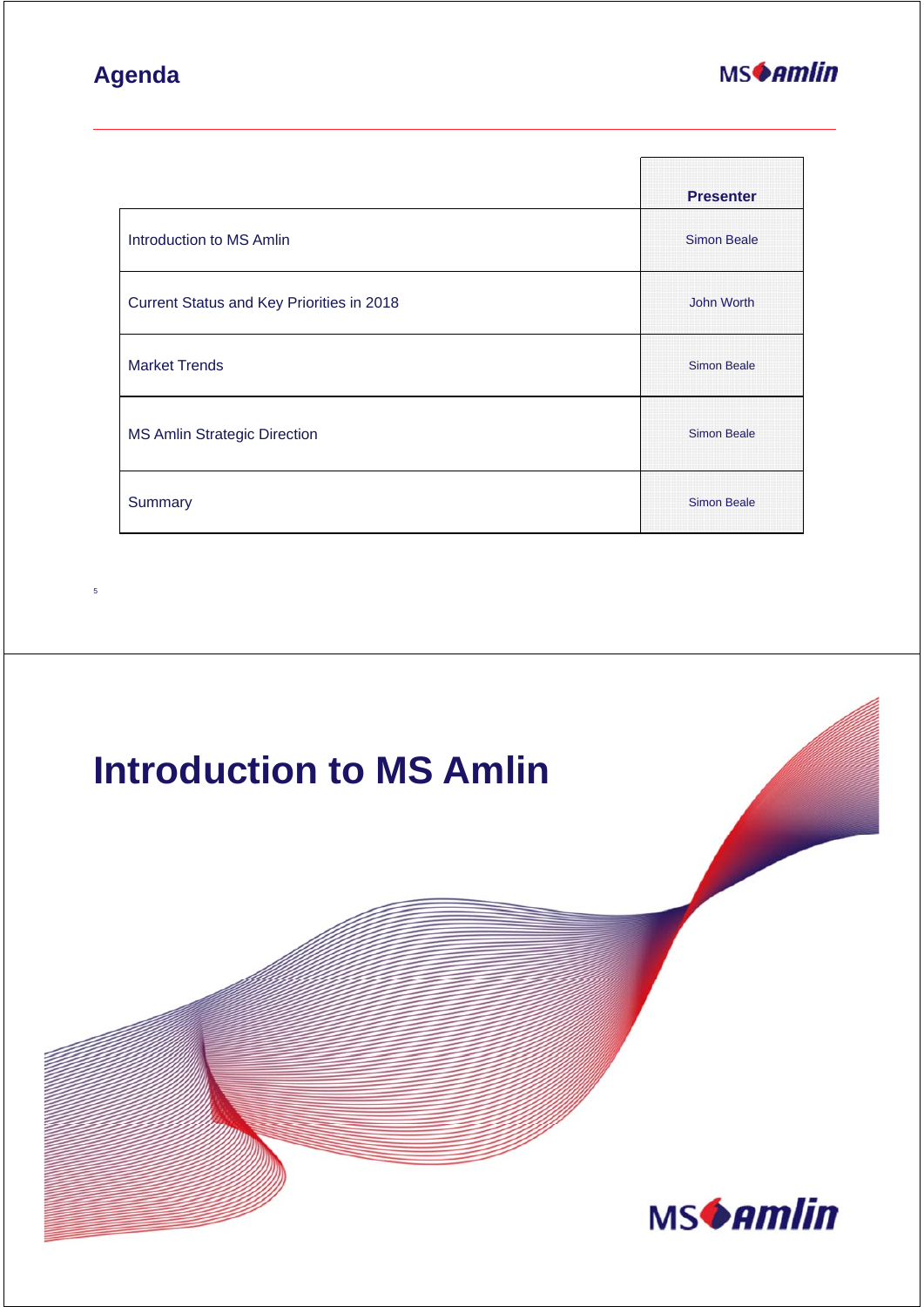## Agenda

| | Presenter |
|---|---|
| Introduction to MS Amlin | Simon Beale |
| Current Status and Key Priorities in 2018 | John Worth |
| Market Trends | Simon Beale |
| MS Amlin Strategic Direction | Simon Beale |
| Summary | Simon Beale |

# Introduction to MS Amlin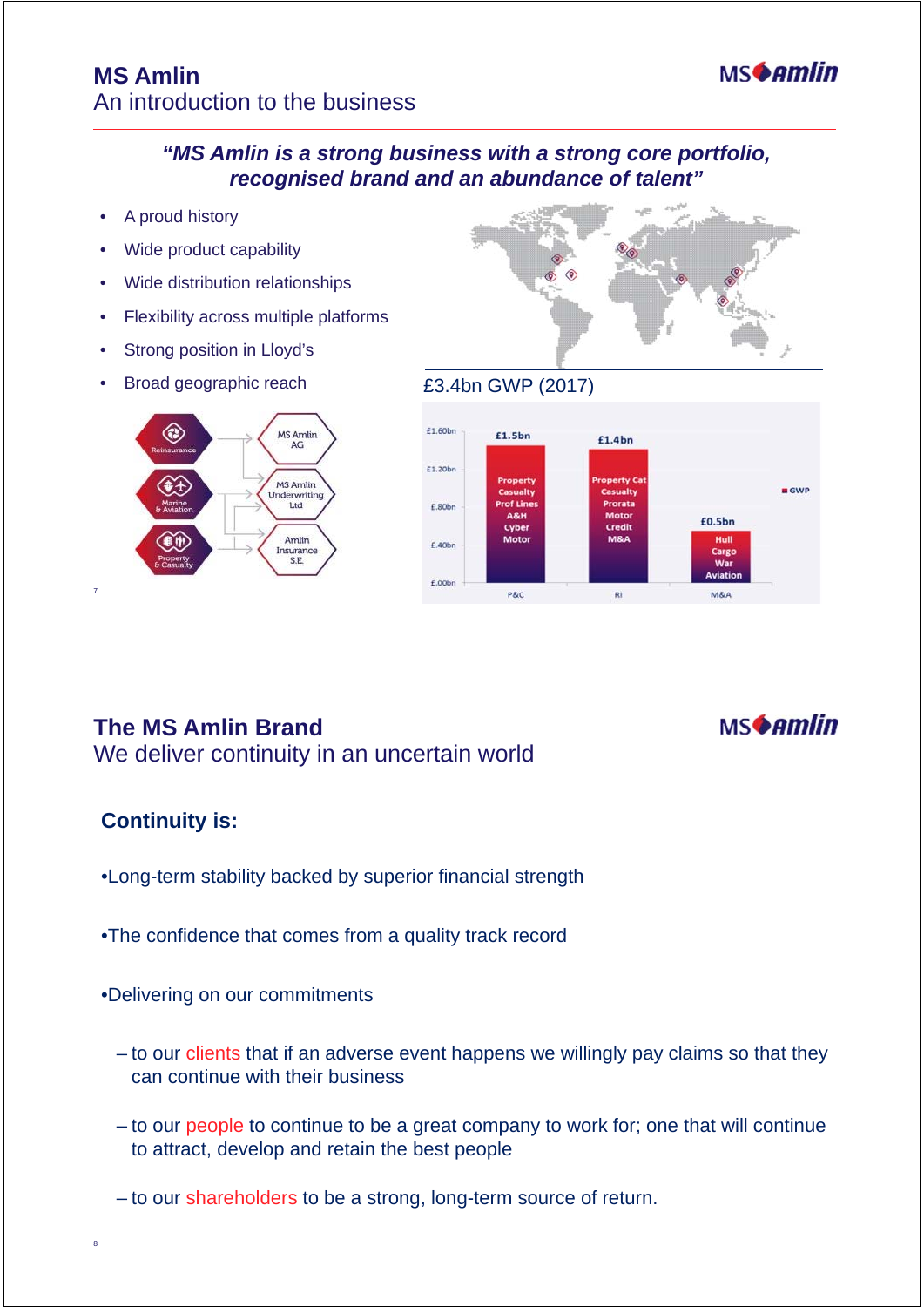## MS Amlin
An introduction to the business

***"MS Amlin is a strong business with a strong core portfolio, recognised brand and an abundance of talent"***

- A proud history
- Wide product capability
- Wide distribution relationships
- Flexibility across multiple platforms
- Strong position in Lloyd's
- Broad geographic reach

Reinsurance, Marine & Aviation, Property & Casualty → MS Amlin AG, MS Amlin Underwriting Ltd, Amlin Insurance S.E.

£3.4bn GWP (2017)

| Segment | GWP | Lines |
|---|---|---|
| P&C | £1.5bn | Property, Casualty, Prof Lines, A&H, Cyber, Motor |
| RI | £1.4bn | Property Cat, Casualty, Prorata, Motor, Credit, M&A |
| M&A | £0.5bn | Hull, Cargo, War, Aviation |

## The MS Amlin Brand
We deliver continuity in an uncertain world

### Continuity is:

- Long-term stability backed by superior financial strength
- The confidence that comes from a quality track record
- Delivering on our commitments
  - to our clients that if an adverse event happens we willingly pay claims so that they can continue with their business
  - to our people to continue to be a great company to work for; one that will continue to attract, develop and retain the best people
  - to our shareholders to be a strong, long-term source of return.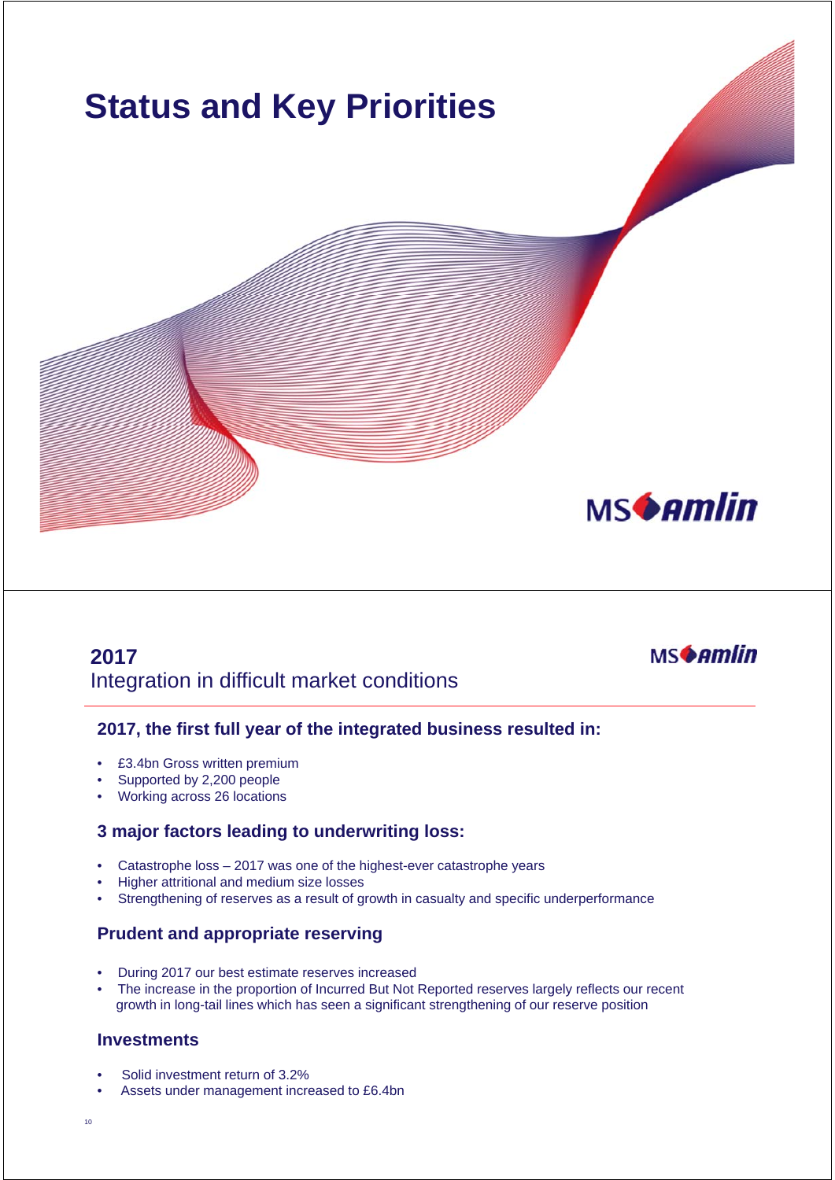# Status and Key Priorities

## 2017
Integration in difficult market conditions

### 2017, the first full year of the integrated business resulted in:

- £3.4bn Gross written premium
- Supported by 2,200 people
- Working across 26 locations

### 3 major factors leading to underwriting loss:

- Catastrophe loss – 2017 was one of the highest-ever catastrophe years
- Higher attritional and medium size losses
- Strengthening of reserves as a result of growth in casualty and specific underperformance

### Prudent and appropriate reserving

- During 2017 our best estimate reserves increased
- The increase in the proportion of Incurred But Not Reported reserves largely reflects our recent growth in long-tail lines which has seen a significant strengthening of our reserve position

### Investments

- Solid investment return of 3.2%
- Assets under management increased to £6.4bn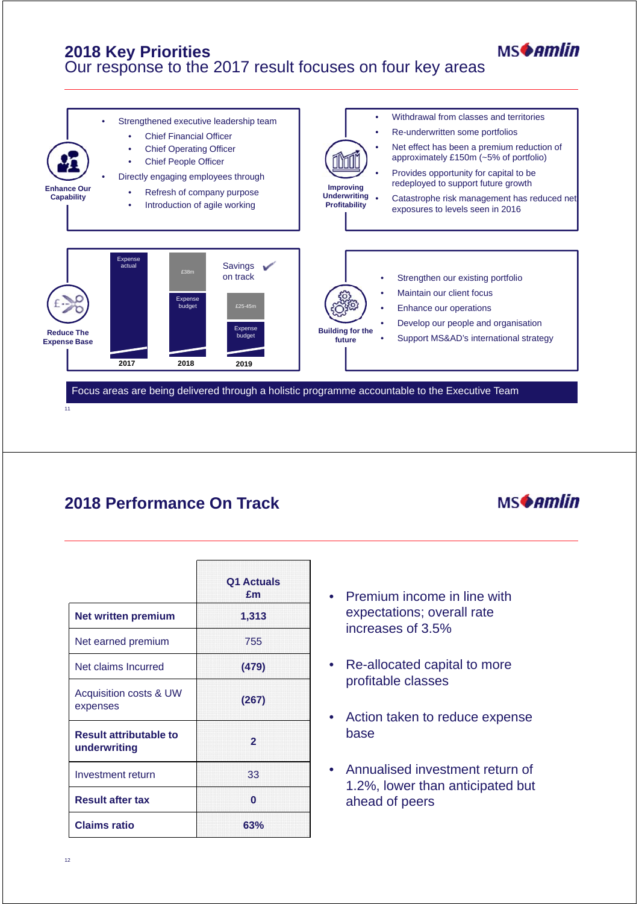## 2018 Key Priorities
Our response to the 2017 result focuses on four key areas

**Enhance Our Capability**

- Strengthened executive leadership team
  - Chief Financial Officer
  - Chief Operating Officer
  - Chief People Officer
- Directly engaging employees through
  - Refresh of company purpose
  - Introduction of agile working

**Improving Underwriting Profitability**

- Withdrawal from classes and territories
- Re-underwritten some portfolios
- Net effect has been a premium reduction of approximately £150m (~5% of portfolio)
- Provides opportunity for capital to be redeployed to support future growth
- Catastrophe risk management has reduced net exposures to levels seen in 2016

**Reduce The Expense Base**

| Year | Chart labels |
|---|---|
| 2017 | Expense actual |
| 2018 | £38m; Expense budget |
| 2019 | £25-45m; Expense budget |

Savings on track ✔

**Building for the future**

- Strengthen our existing portfolio
- Maintain our client focus
- Enhance our operations
- Develop our people and organisation
- Support MS&AD's international strategy

Focus areas are being delivered through a holistic programme accountable to the Executive Team

## 2018 Performance On Track

| | Q1 Actuals £m |
|---|---|
| **Net written premium** | **1,313** |
| Net earned premium | 755 |
| Net claims Incurred | **(479)** |
| Acquisition costs & UW expenses | **(267)** |
| **Result attributable to underwriting** | **2** |
| Investment return | 33 |
| **Result after tax** | **0** |
| **Claims ratio** | **63%** |

- Premium income in line with expectations; overall rate increases of 3.5%
- Re-allocated capital to more profitable classes
- Action taken to reduce expense base
- Annualised investment return of 1.2%, lower than anticipated but ahead of peers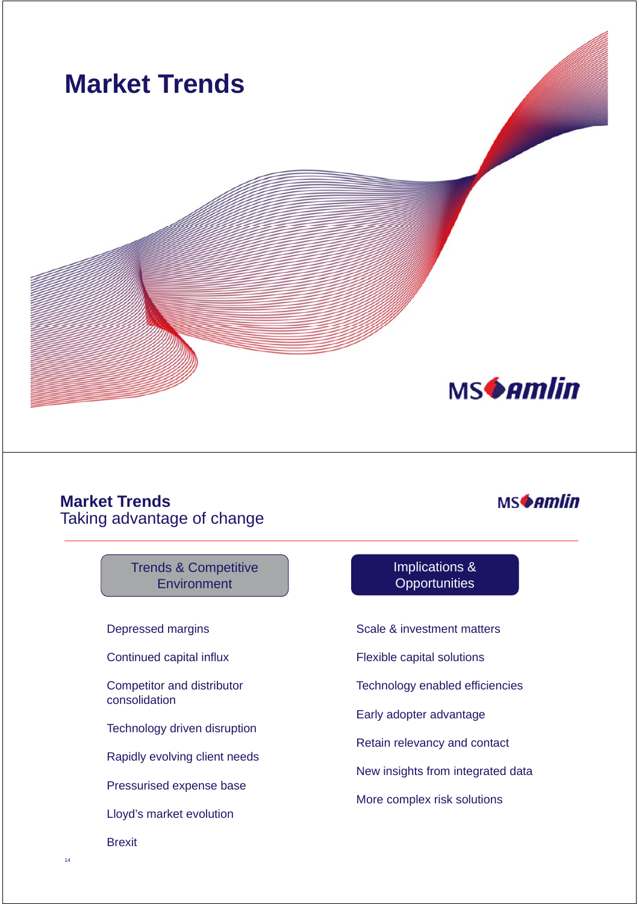# Market Trends

MS Amlin

## Market Trends

Taking advantage of change

MS Amlin

| Trends & Competitive Environment | Implications & Opportunities |
|---|---|
| Depressed margins | Scale & investment matters |
| Continued capital influx | Flexible capital solutions |
| Competitor and distributor consolidation | Technology enabled efficiencies |
| Technology driven disruption | Early adopter advantage |
| Rapidly evolving client needs | Retain relevancy and contact |
| Pressurised expense base | New insights from integrated data |
| Lloyd's market evolution | More complex risk solutions |
| Brexit | |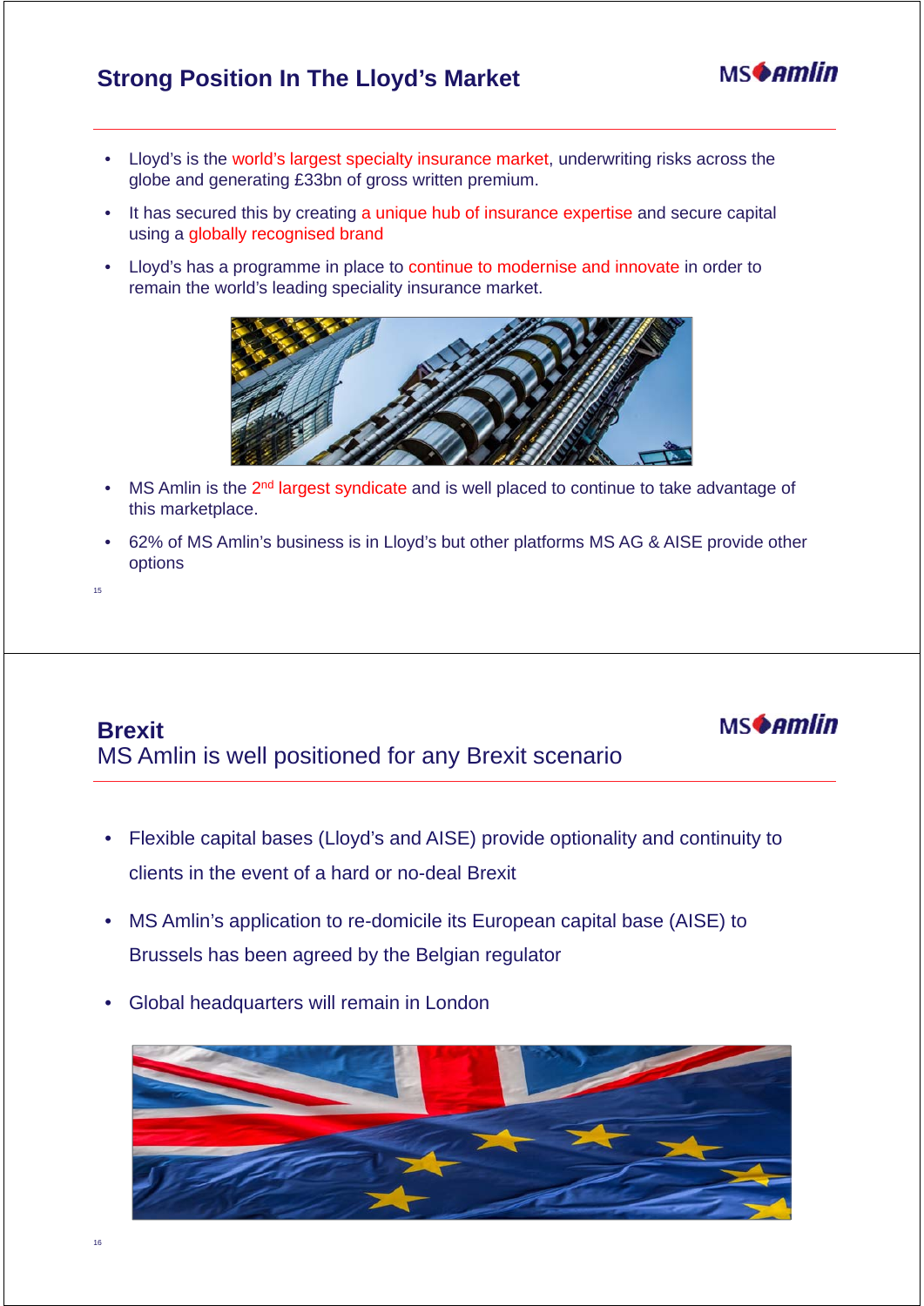## Strong Position In The Lloyd's Market

- Lloyd's is the world's largest specialty insurance market, underwriting risks across the globe and generating £33bn of gross written premium.
- It has secured this by creating a unique hub of insurance expertise and secure capital using a globally recognised brand
- Lloyd's has a programme in place to continue to modernise and innovate in order to remain the world's leading speciality insurance market.

- MS Amlin is the 2nd largest syndicate and is well placed to continue to take advantage of this marketplace.
- 62% of MS Amlin's business is in Lloyd's but other platforms MS AG & AISE provide other options

## Brexit

MS Amlin is well positioned for any Brexit scenario

- Flexible capital bases (Lloyd's and AISE) provide optionality and continuity to clients in the event of a hard or no-deal Brexit
- MS Amlin's application to re-domicile its European capital base (AISE) to Brussels has been agreed by the Belgian regulator
- Global headquarters will remain in London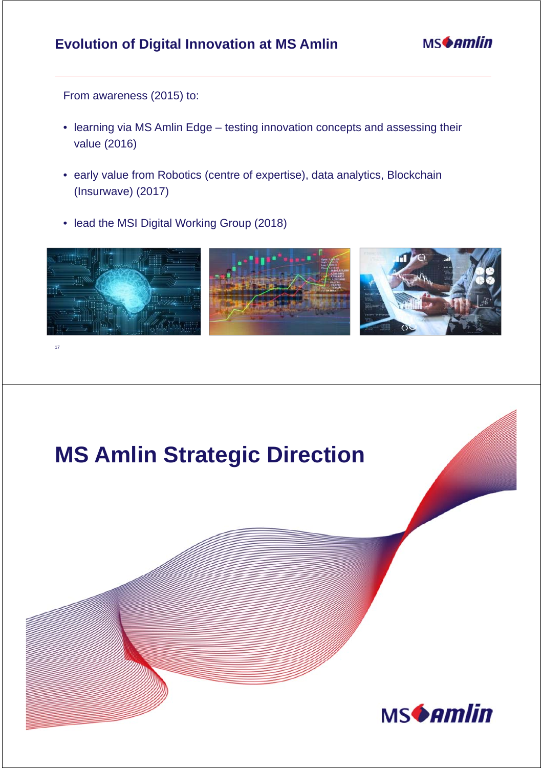## Evolution of Digital Innovation at MS Amlin

From awareness (2015) to:

- learning via MS Amlin Edge – testing innovation concepts and assessing their value (2016)
- early value from Robotics (centre of expertise), data analytics, Blockchain (Insurwave) (2017)
- lead the MSI Digital Working Group (2018)

# MS Amlin Strategic Direction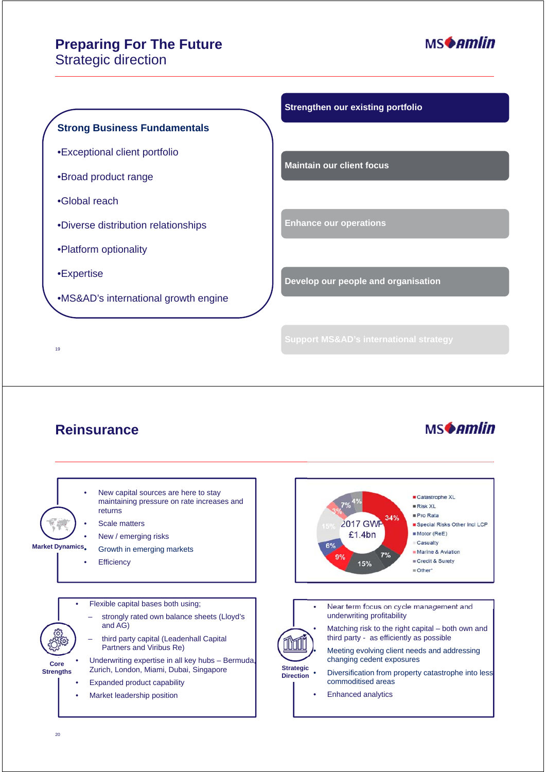# Preparing For The Future
## Strategic direction

### Strong Business Fundamentals

- Exceptional client portfolio
- Broad product range
- Global reach
- Diverse distribution relationships
- Platform optionality
- Expertise
- MS&AD's international growth engine

**Strengthen our existing portfolio**

**Maintain our client focus**

**Enhance our operations**

**Develop our people and organisation**

**Support MS&AD's international strategy**

# Reinsurance

**Market Dynamics**

- New capital sources are here to stay maintaining pressure on rate increases and returns
- Scale matters
- New / emerging risks
- Growth in emerging markets
- Efficiency

**2017 GWP £1.4bn**

| Segment | Share |
|---|---|
| Catastrophe XL | 34% |
| Risk XL | 7% |
| Pro Rata | 15% |
| Special Risks Other Incl LCP | 9% |
| Motor (ReE) | 6% |
| Casualty | 15% |
| Marine & Aviation | 3% |
| Credit & Surety | 7% |
| Other* | 4% |

**Core Strengths**

- Flexible capital bases both using;
  - strongly rated own balance sheets (Lloyd's and AG)
  - third party capital (Leadenhall Capital Partners and Viribus Re)
- Underwriting expertise in all key hubs – Bermuda, Zurich, London, Miami, Dubai, Singapore
- Expanded product capability
- Market leadership position

**Strategic Direction**

- Near term focus on cycle management and underwriting profitability
- Matching risk to the right capital – both own and third party - as efficiently as possible
- Meeting evolving client needs and addressing changing cedent exposures
- Diversification from property catastrophe into less commoditised areas
- Enhanced analytics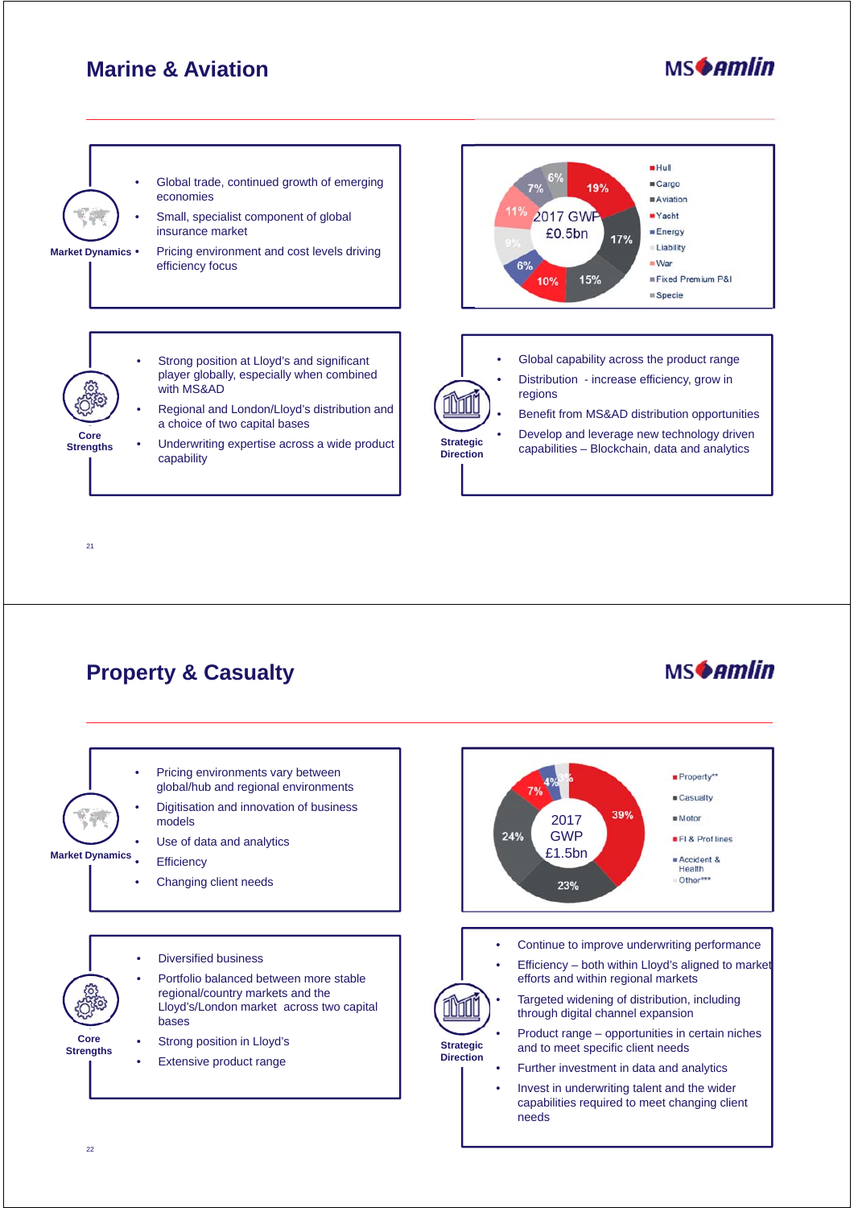## Marine & Aviation

**Market Dynamics**

- Global trade, continued growth of emerging economies
- Small, specialist component of global insurance market
- Pricing environment and cost levels driving efficiency focus

2017 GWP £0.5bn

| Segment | Share |
|---|---|
| Hull | 19% |
| Cargo | 17% |
| Aviation | 15% |
| Yacht | 10% |
| Energy | 6% |
| Liability | 9% |
| War | 11% |
| Fixed Premium P&I | 7% |
| Specie | 6% |

**Core Strengths**

- Strong position at Lloyd's and significant player globally, especially when combined with MS&AD
- Regional and London/Lloyd's distribution and a choice of two capital bases
- Underwriting expertise across a wide product capability

**Strategic Direction**

- Global capability across the product range
- Distribution - increase efficiency, grow in regions
- Benefit from MS&AD distribution opportunities
- Develop and leverage new technology driven capabilities – Blockchain, data and analytics

## Property & Casualty

**Market Dynamics**

- Pricing environments vary between global/hub and regional environments
- Digitisation and innovation of business models
- Use of data and analytics
- Efficiency
- Changing client needs

2017 GWP £1.5bn

| Segment | Share |
|---|---|
| Property** | 39% |
| Casualty | 23% |
| Motor | 24% |
| FI & Prof lines | 7% |
| Accident & Health | 4% |
| Other*** | 3% |

**Core Strengths**

- Diversified business
- Portfolio balanced between more stable regional/country markets and the Lloyd's/London market across two capital bases
- Strong position in Lloyd's
- Extensive product range

**Strategic Direction**

- Continue to improve underwriting performance
- Efficiency – both within Lloyd's aligned to market efforts and within regional markets
- Targeted widening of distribution, including through digital channel expansion
- Product range – opportunities in certain niches and to meet specific client needs
- Further investment in data and analytics
- Invest in underwriting talent and the wider capabilities required to meet changing client needs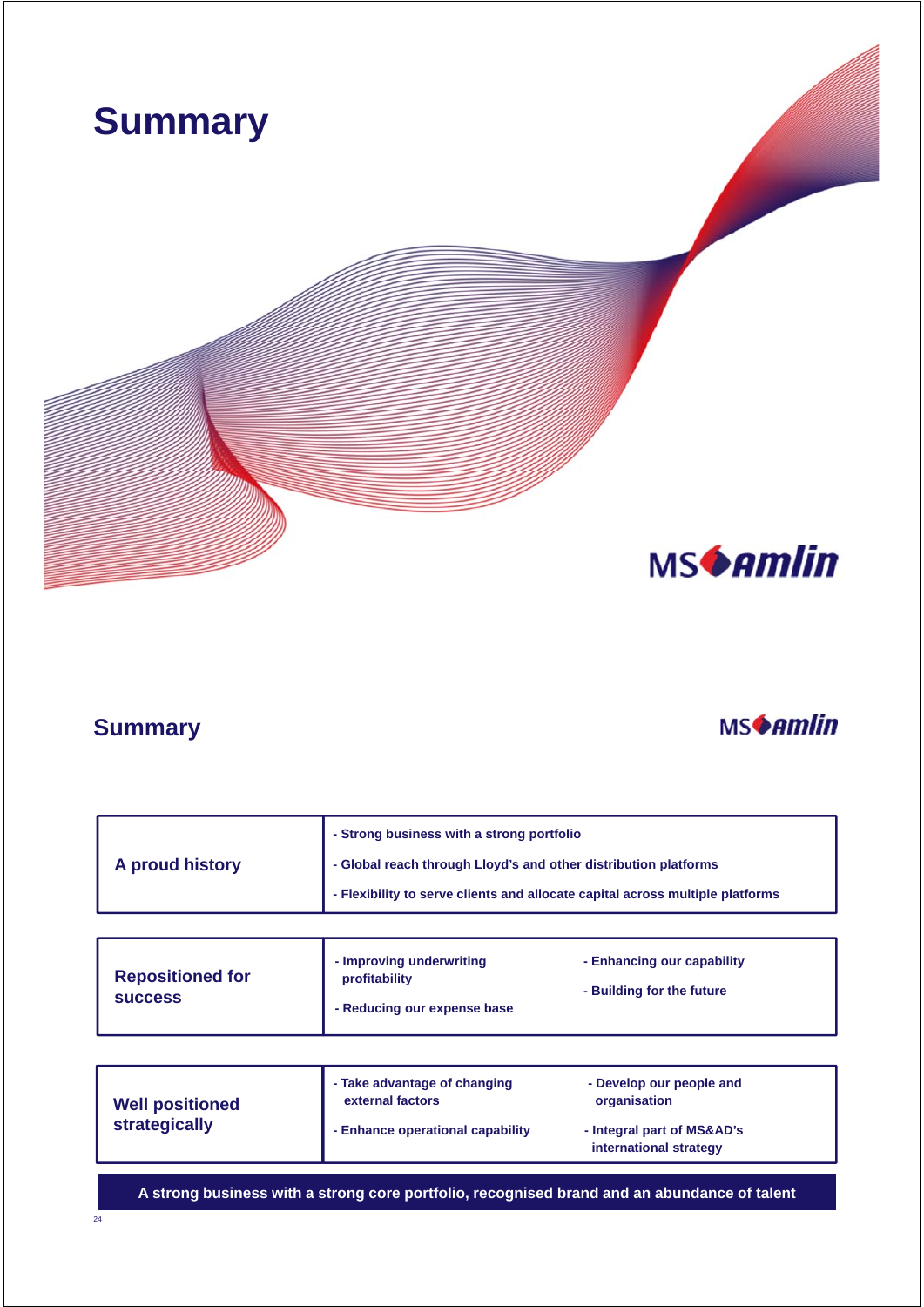# Summary

MS Amlin

## Summary

MS Amlin

| | | |
|---|---|---|
| **A proud history** | - Strong business with a strong portfolio<br>- Global reach through Lloyd's and other distribution platforms<br>- Flexibility to serve clients and allocate capital across multiple platforms | |
| **Repositioned for success** | - Improving underwriting profitability<br>- Reducing our expense base | - Enhancing our capability<br>- Building for the future |
| **Well positioned strategically** | - Take advantage of changing external factors<br>- Enhance operational capability | - Develop our people and organisation<br>- Integral part of MS&AD's international strategy |

**A strong business with a strong core portfolio, recognised brand and an abundance of talent**